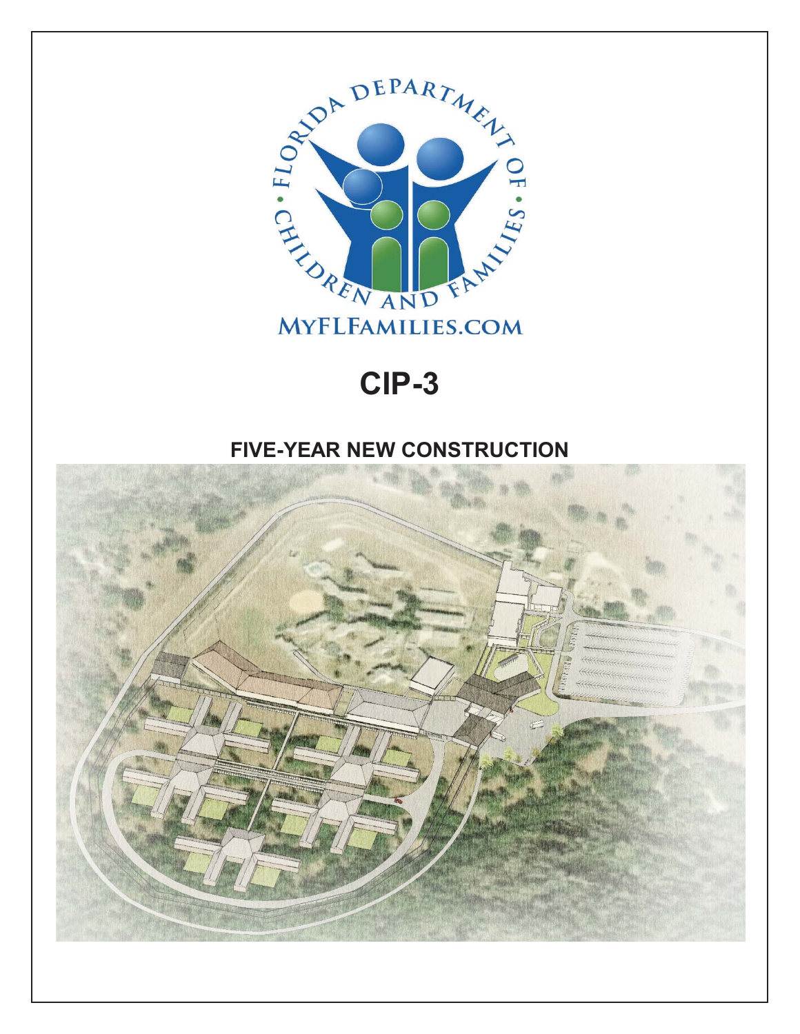# CIP-3

## FIVE-YEAR NEW CONSTRUCTION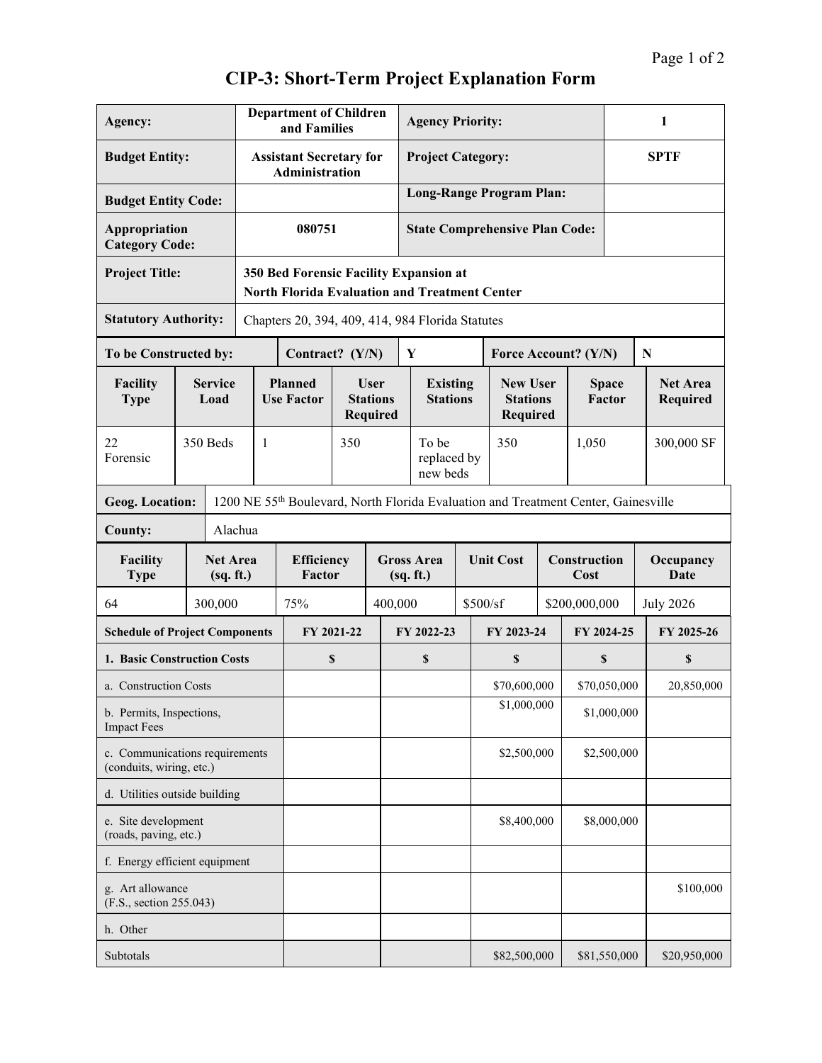# CIP-3: Short-Term Project Explanation Form

| Agency: | Department of Children and Families | Agency Priority: | 1 |
|---|---|---|---|
| Budget Entity: | Assistant Secretary for Administration | Project Category: | SPTF |
| Budget Entity Code: | | Long-Range Program Plan: | |
| Appropriation Category Code: | 080751 | State Comprehensive Plan Code: | |
| Project Title: | 350 Bed Forensic Facility Expansion at North Florida Evaluation and Treatment Center | | |
| Statutory Authority: | Chapters 20, 394, 409, 414, 984 Florida Statutes | | |

| To be Constructed by: | Contract? (Y/N) | Y | Force Account? (Y/N) | N |
|---|---|---|---|---|

| Facility Type | Service Load | Planned Use Factor | User Stations Required | Existing Stations | New User Stations Required | Space Factor | Net Area Required |
|---|---|---|---|---|---|---|---|
| 22 Forensic | 350 Beds | 1 | 350 | To be replaced by new beds | 350 | 1,050 | 300,000 SF |

| Geog. Location: | 1200 NE 55th Boulevard, North Florida Evaluation and Treatment Center, Gainesville |
|---|---|
| County: | Alachua |

| Facility Type | Net Area (sq. ft.) | Efficiency Factor | Gross Area (sq. ft.) | Unit Cost | Construction Cost | Occupancy Date |
|---|---|---|---|---|---|---|
| 64 | 300,000 | 75% | 400,000 | $500/sf | $200,000,000 | July 2026 |

| Schedule of Project Components | FY 2021-22 | FY 2022-23 | FY 2023-24 | FY 2024-25 | FY 2025-26 |
|---|---|---|---|---|---|
| 1. Basic Construction Costs | $ | $ | $ | $ | $ |
| a. Construction Costs | | | $70,600,000 | $70,050,000 | 20,850,000 |
| b. Permits, Inspections, Impact Fees | | | $1,000,000 | $1,000,000 | |
| c. Communications requirements (conduits, wiring, etc.) | | | $2,500,000 | $2,500,000 | |
| d. Utilities outside building | | | | | |
| e. Site development (roads, paving, etc.) | | | $8,400,000 | $8,000,000 | |
| f. Energy efficient equipment | | | | | |
| g. Art allowance (F.S., section 255.043) | | | | | $100,000 |
| h. Other | | | | | |
| Subtotals | | | $82,500,000 | $81,550,000 | $20,950,000 |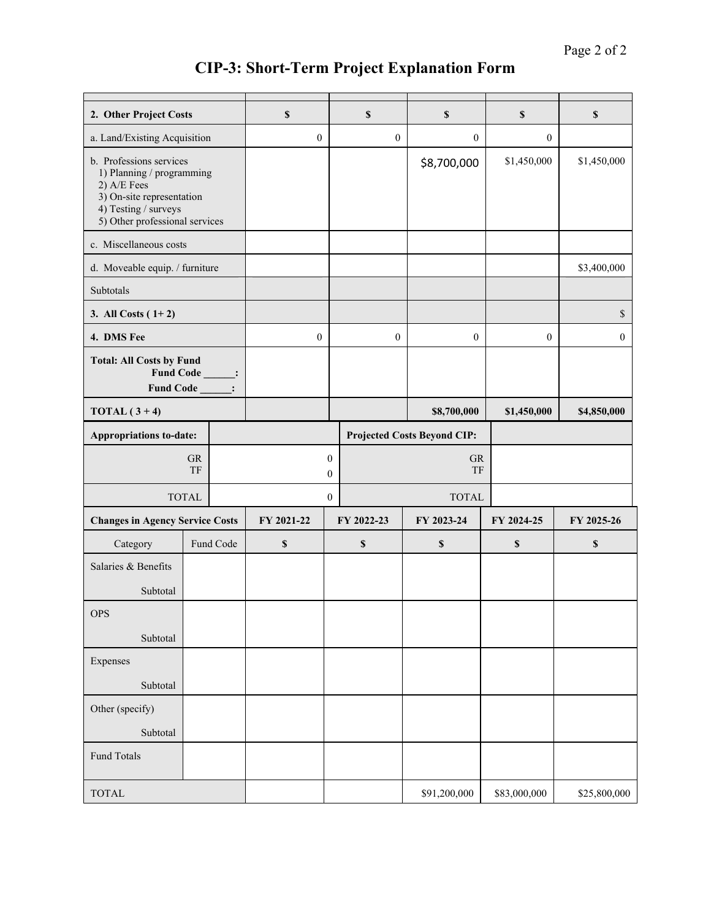# CIP-3: Short-Term Project Explanation Form

| | | | | | |
|---|---|---|---|---|---|
| **2. Other Project Costs** | **$** | **$** | **$** | **$** | **$** |
| a. Land/Existing Acquisition | 0 | 0 | 0 | 0 | |
| b. Professions services<br>1) Planning / programming<br>2) A/E Fees<br>3) On-site representation<br>4) Testing / surveys<br>5) Other professional services | | | $8,700,000 | $1,450,000 | $1,450,000 |
| c. Miscellaneous costs | | | | | |
| d. Moveable equip. / furniture | | | | | $3,400,000 |
| Subtotals | | | | | |
| **3. All Costs ( 1+ 2)** | | | | | $ |
| **4. DMS Fee** | 0 | 0 | 0 | 0 | 0 |
| **Total: All Costs by Fund**<br>**Fund Code ______:**<br>**Fund Code ______:** | | | | | |
| **TOTAL ( 3 + 4)** | | | **$8,700,000** | **$1,450,000** | **$4,850,000** |

| **Appropriations to-date:** | | **Projected Costs Beyond CIP:** | |
|---|---|---|---|
| GR<br>TF | 0<br>0 | GR<br>TF | |
| TOTAL | 0 | TOTAL | |

| **Changes in Agency Service Costs** | | **FY 2021-22** | **FY 2022-23** | **FY 2023-24** | **FY 2024-25** | **FY 2025-26** |
|---|---|---|---|---|---|---|
| Category | Fund Code | **$** | **$** | **$** | **$** | **$** |
| Salaries & Benefits<br>Subtotal | | | | | | |
| OPS<br>Subtotal | | | | | | |
| Expenses<br>Subtotal | | | | | | |
| Other (specify)<br>Subtotal | | | | | | |
| Fund Totals | | | | | | |
| TOTAL | | | | $91,200,000 | $83,000,000 | $25,800,000 |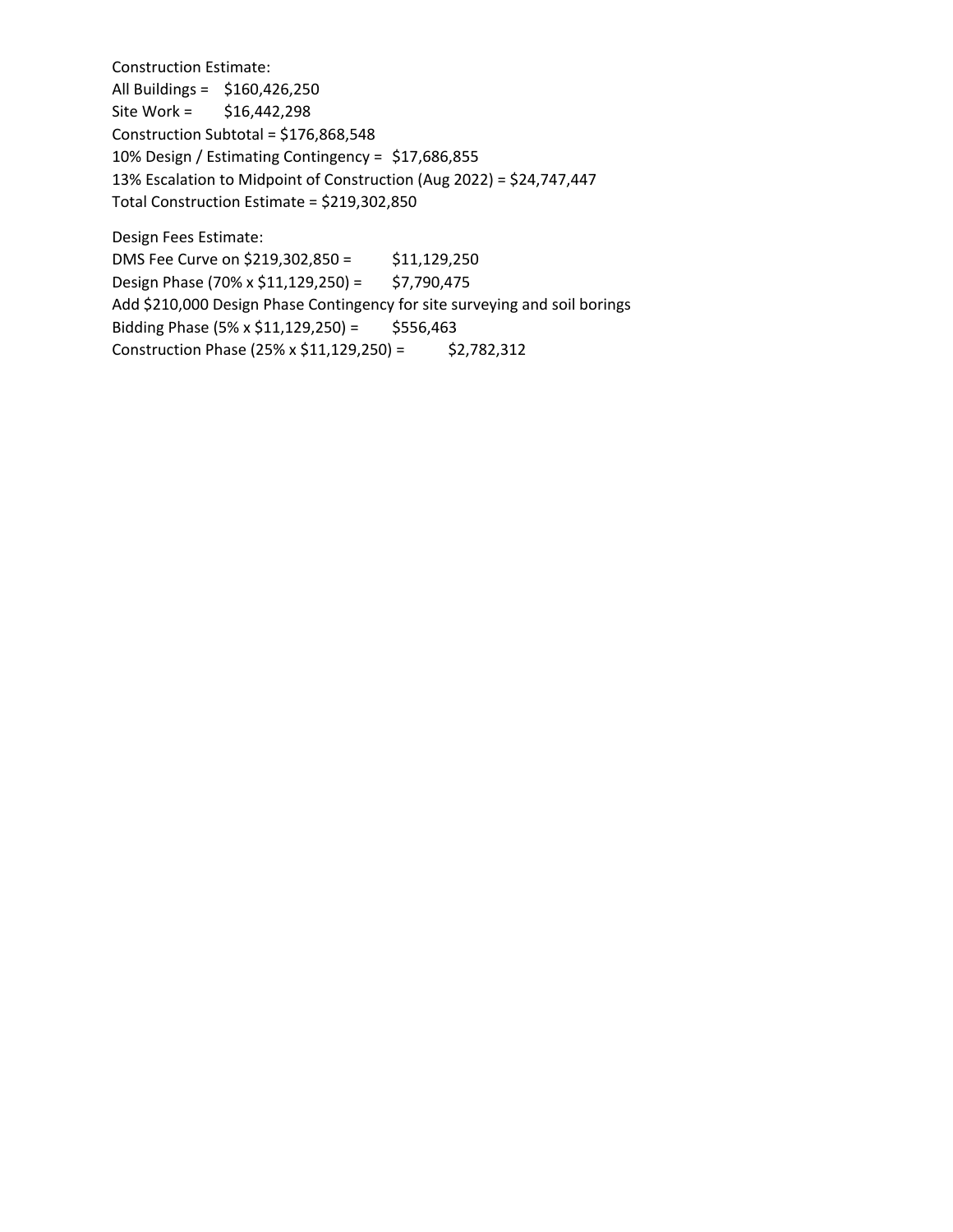Construction Estimate:

All Buildings = $160,426,250

Site Work = $16,442,298

Construction Subtotal = $176,868,548

10% Design / Estimating Contingency = $17,686,855

13% Escalation to Midpoint of Construction (Aug 2022) = $24,747,447

Total Construction Estimate = $219,302,850

Design Fees Estimate:

DMS Fee Curve on $219,302,850 = $11,129,250

Design Phase (70% x $11,129,250) = $7,790,475

Add $210,000 Design Phase Contingency for site surveying and soil borings

Bidding Phase (5% x $11,129,250) = $556,463

Construction Phase (25% x $11,129,250) = $2,782,312